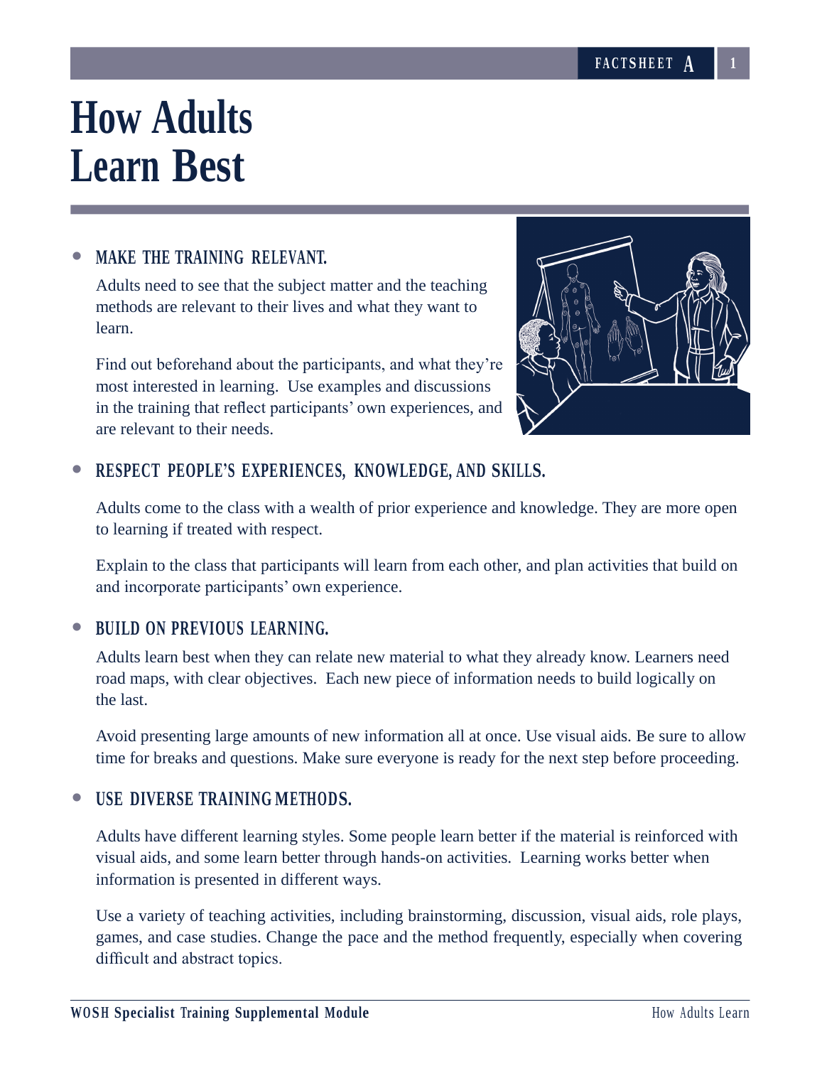# How Adults Learn Best

- **MAKE THE TRAINING RELEVANT.**

  Adults need to see that the subject matter and the teaching methods are relevant to their lives and what they want to learn.

  Find out beforehand about the participants, and what they're most interested in learning. Use examples and discussions in the training that reflect participants' own experiences, and are relevant to their needs.

- **RESPECT PEOPLE'S EXPERIENCES, KNOWLEDGE, AND SKILLS.**

  Adults come to the class with a wealth of prior experience and knowledge. They are more open to learning if treated with respect.

  Explain to the class that participants will learn from each other, and plan activities that build on and incorporate participants' own experience.

- **BUILD ON PREVIOUS LEARNING.**

  Adults learn best when they can relate new material to what they already know. Learners need road maps, with clear objectives. Each new piece of information needs to build logically on the last.

  Avoid presenting large amounts of new information all at once. Use visual aids. Be sure to allow time for breaks and questions. Make sure everyone is ready for the next step before proceeding.

- **USE DIVERSE TRAINING METHODS.**

  Adults have different learning styles. Some people learn better if the material is reinforced with visual aids, and some learn better through hands-on activities. Learning works better when information is presented in different ways.

  Use a variety of teaching activities, including brainstorming, discussion, visual aids, role plays, games, and case studies. Change the pace and the method frequently, especially when covering difficult and abstract topics.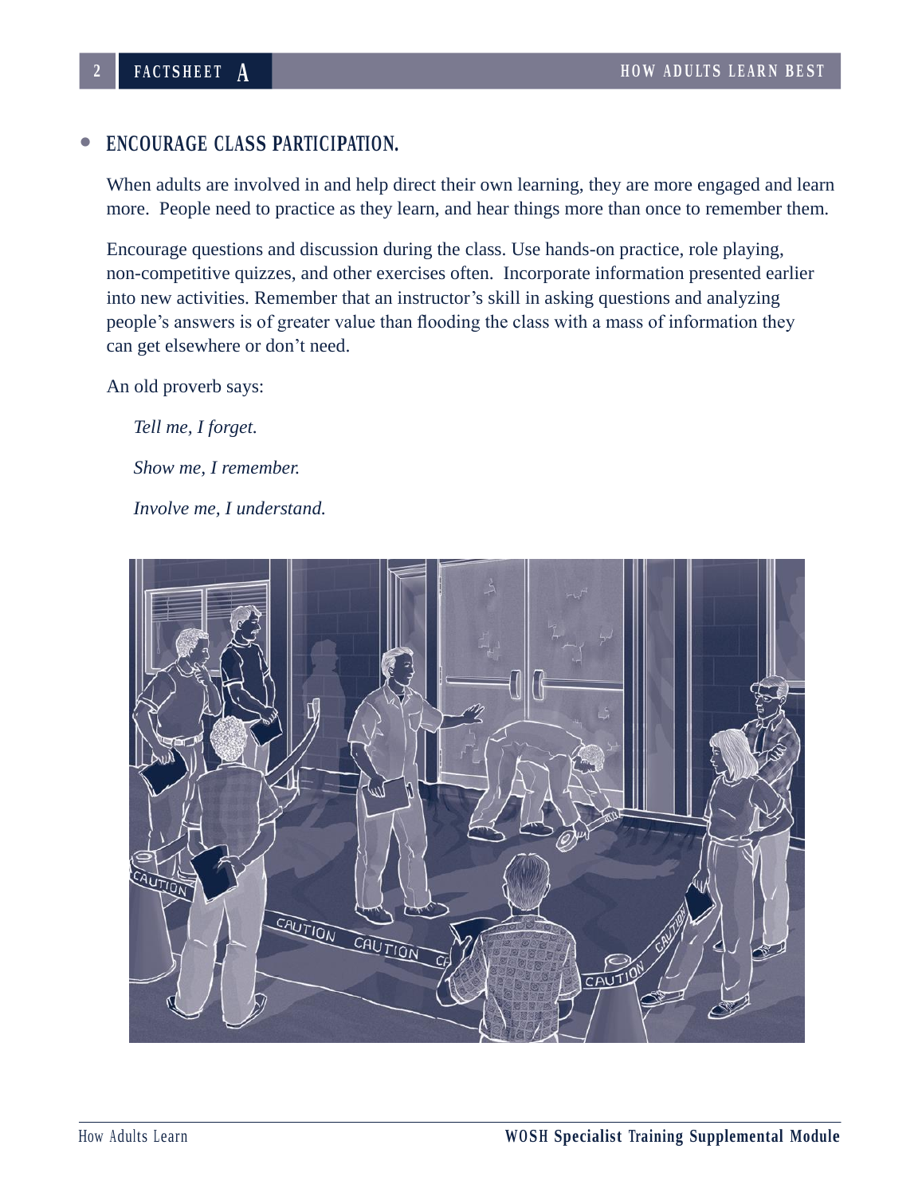- **ENCOURAGE CLASS PARTICIPATION.**

  When adults are involved in and help direct their own learning, they are more engaged and learn more. People need to practice as they learn, and hear things more than once to remember them.

  Encourage questions and discussion during the class. Use hands-on practice, role playing, non-competitive quizzes, and other exercises often. Incorporate information presented earlier into new activities. Remember that an instructor's skill in asking questions and analyzing people's answers is of greater value than flooding the class with a mass of information they can get elsewhere or don't need.

  An old proverb says:

  *Tell me, I forget.*

  *Show me, I remember.*

  *Involve me, I understand.*